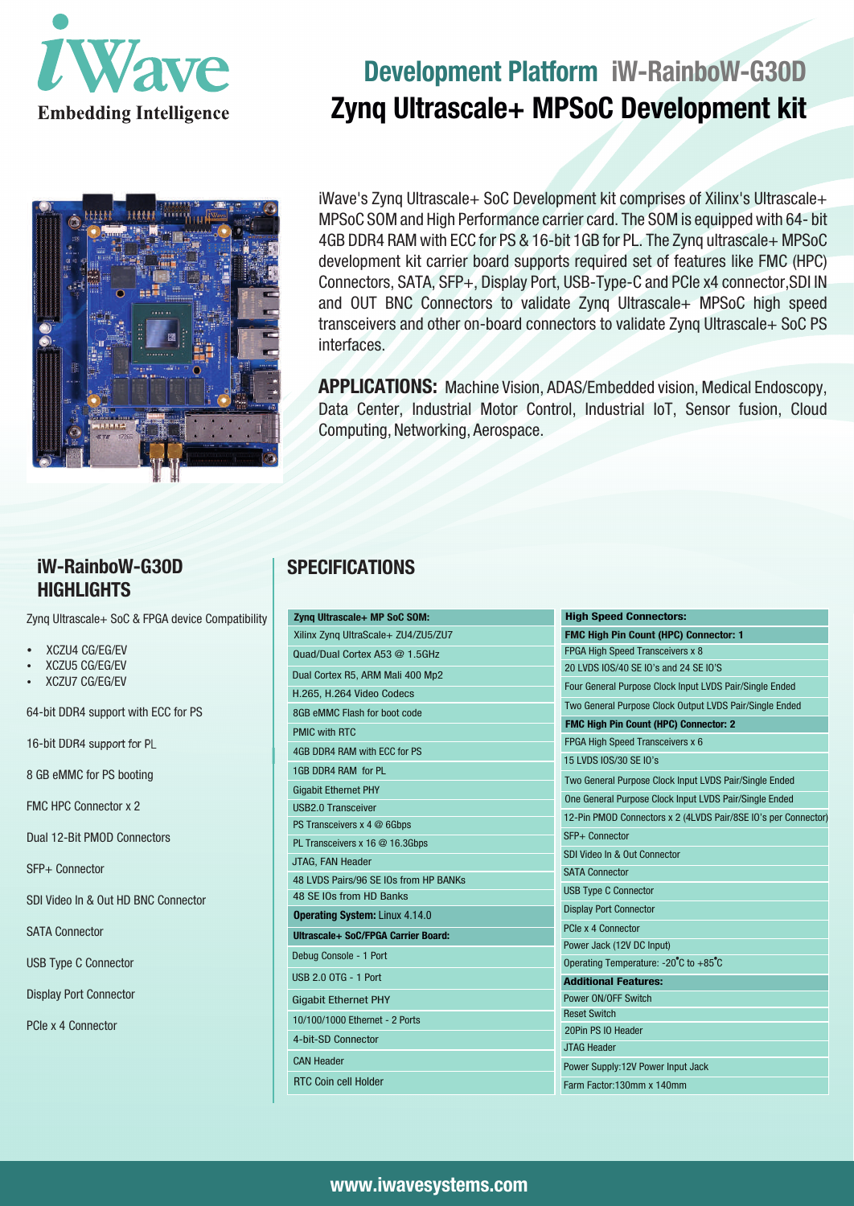iWave
Embedding Intelligence

# Development Platform iW-RainboW-G30D

# Zynq Ultrascale+ MPSoC Development kit

iWave's Zynq Ultrascale+ SoC Development kit comprises of Xilinx's Ultrascale+ MPSoC SOM and High Performance carrier card. The SOM is equipped with 64- bit 4GB DDR4 RAM with ECC for PS & 16-bit 1GB for PL. The Zynq ultrascale+ MPSoC development kit carrier board supports required set of features like FMC (HPC) Connectors, SATA, SFP+, Display Port, USB-Type-C and PCIe x4 connector,SDI IN and OUT BNC Connectors to validate Zynq Ultrascale+ MPSoC high speed transceivers and other on-board connectors to validate Zynq Ultrascale+ SoC PS interfaces.

**APPLICATIONS:** Machine Vision, ADAS/Embedded vision, Medical Endoscopy, Data Center, Industrial Motor Control, Industrial IoT, Sensor fusion, Cloud Computing, Networking, Aerospace.

## iW-RainboW-G30D HIGHLIGHTS

Zynq Ultrascale+ SoC & FPGA device Compatibility

- XCZU4 CG/EG/EV
- XCZU5 CG/EG/EV
- XCZU7 CG/EG/EV

64-bit DDR4 support with ECC for PS

16-bit DDR4 support for PL

8 GB eMMC for PS booting

FMC HPC Connector x 2

Dual 12-Bit PMOD Connectors

SFP+ Connector

SDI Video In & Out HD BNC Connector

SATA Connector

USB Type C Connector

Display Port Connector

PCIe x 4 Connector

## SPECIFICATIONS

| **Zynq Ultrascale+ MP SoC SOM:** |
|---|
| Xilinx Zynq UltraScale+ ZU4/ZU5/ZU7 |
| Quad/Dual Cortex A53 @ 1.5GHz |
| Dual Cortex R5, ARM Mali 400 Mp2 |
| H.265, H.264 Video Codecs |
| 8GB eMMC Flash for boot code |
| PMIC with RTC |
| 4GB DDR4 RAM with ECC for PS |
| 1GB DDR4 RAM for PL |
| Gigabit Ethernet PHY |
| USB2.0 Transceiver |
| PS Transceivers x 4 @ 6Gbps |
| PL Transceivers x 16 @ 16.3Gbps |
| JTAG, FAN Header |
| 48 LVDS Pairs/96 SE IOs from HP BANKs |
| 48 SE IOs from HD Banks |
| **Operating System:** Linux 4.14.0 |
| **Ultrascale+ SoC/FPGA Carrier Board:** |
| Debug Console - 1 Port |
| USB 2.0 OTG - 1 Port |
| Gigabit Ethernet PHY |
| 10/100/1000 Ethernet - 2 Ports |
| 4-bit-SD Connector |
| CAN Header |
| RTC Coin cell Holder |

| **High Speed Connectors:** |
|---|
| **FMC High Pin Count (HPC) Connector: 1** |
| FPGA High Speed Transceivers x 8 |
| 20 LVDS IOS/40 SE IO's and 24 SE IO'S |
| Four General Purpose Clock Input LVDS Pair/Single Ended |
| Two General Purpose Clock Output LVDS Pair/Single Ended |
| **FMC High Pin Count (HPC) Connector: 2** |
| FPGA High Speed Transceivers x 6 |
| 15 LVDS IOS/30 SE IO's |
| Two General Purpose Clock Input LVDS Pair/Single Ended |
| One General Purpose Clock Input LVDS Pair/Single Ended |
| 12-Pin PMOD Connectors x 2 (4LVDS Pair/8SE IO's per Connector) |
| SFP+ Connector |
| SDI Video In & Out Connector |
| SATA Connector |
| USB Type C Connector |
| Display Port Connector |
| PCIe x 4 Connector |
| Power Jack (12V DC Input) |
| Operating Temperature: -20°C to +85°C |
| **Additional Features:** |
| Power ON/OFF Switch |
| Reset Switch |
| 20Pin PS IO Header |
| JTAG Header |
| Power Supply:12V Power Input Jack |
| Farm Factor:130mm x 140mm |

www.iwavesystems.com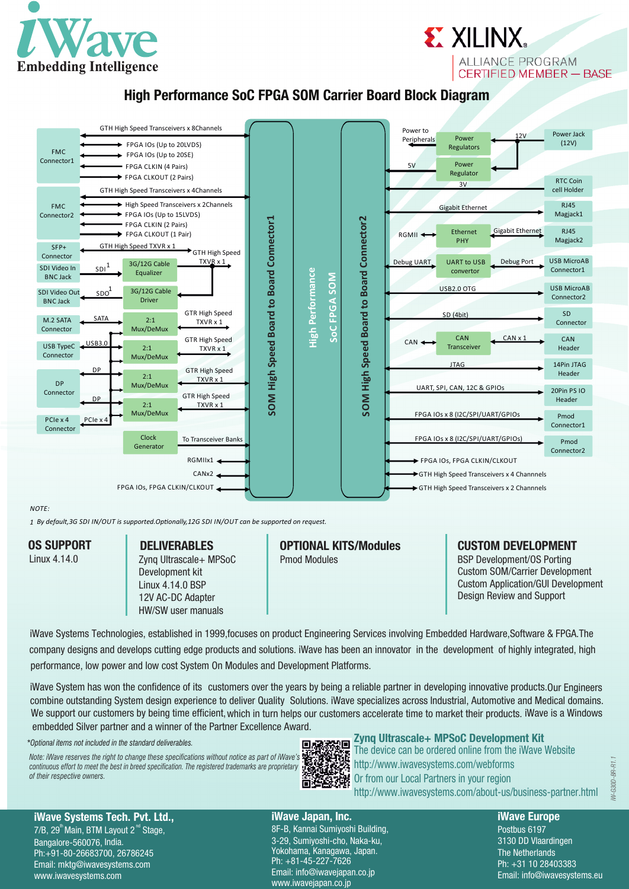# High Performance SoC FPGA SOM Carrier Board Block Diagram

FMC Connector1
GTH High Speed Transceivers x 8Channels
FPGA IOs (Up to 20LVDS)
FPGA IOs (Up to 20SE)
FPGA CLKIN (4 Pairs)
FPGA CLKOUT (2 Pairs)

FMC Connector2
GTH High Speed Transceivers x 4Channels
High Speed Transceivers x 2Channels
FPGA IOs (Up to 15LVDS)
FPGA CLKIN (2 Pairs)
FPGA CLKOUT (1 Pair)

SFP+ Connector
GTH High Speed TXVR x 1
GTH High Speed TXVR x 1

SDI Video In BNC Jack
SDI[1]
3G/12G Cable Equalizer

SDI Video Out BNC Jack
SDO[1]
3G/12G Cable Driver

M.2 SATA Connector
SATA
2:1 Mux/DeMux
GTR High Speed TXVR x 1

USB TypeC Connector
USB3.0
2:1 Mux/DeMux
GTR High Speed TXVR x 1

DP Connector
DP
2:1 Mux/DeMux
GTR High Speed TXVR x 1
DP
2:1 Mux/DeMux
GTR High Speed TXVR x 1

PCIe x 4 Connector
PCIe x 4

Clock Generator
To Transceiver Banks

RGMIIx1
CANx2
FPGA IOs, FPGA CLKIN/CLKOUT

SOM High Speed Board to Board Connector1

High Performance SoC FPGA SOM

SOM High Speed Board to Board Connector2

Power to Peripherals
Power Regulators
12V
Power Jack (12V)
5V
Power Regulator
3V
RTC Coin cell Holder
Gigabit Ethernet
RJ45 Magjack1
RGMII
Ethernet PHY
Gigabit Ethernet
RJ45 Magjack2
Debug UART
UART to USB convertor
Debug Port
USB MicroAB Connector1
USB2.0 OTG
USB MicroAB Connector2
SD (4bit)
SD Connector
CAN
CAN Transceiver
CAN x 1
CAN Header
JTAG
14Pin JTAG Header
UART, SPI, CAN, 12C & GPIOs
20Pin PS IO Header
FPGA IOs x 8 (I2C/SPI/UART/GPIOs
Pmod Connector1
FPGA IOs x 8 (I2C/SPI/UART/GPIOs)
Pmod Connector2
FPGA IOs, FPGA CLKIN/CLKOUT
GTH High Speed Transceivers x 4 Channnels
GTH High Speed Transceivers x 2 Channnels

*NOTE:*

*1 By default,3G SDI IN/OUT is supported.Optionally,12G SDI IN/OUT can be supported on request.*

## OS SUPPORT

Linux 4.14.0

## DELIVERABLES

Zynq Ultrascale+ MPSoC Development kit
Linux 4.14.0 BSP
12V AC-DC Adapter
HW/SW user manuals

## OPTIONAL KITS/Modules

Pmod Modules

## CUSTOM DEVELOPMENT

BSP Development/OS Porting
Custom SOM/Carrier Development
Custom Application/GUI Development
Design Review and Support

iWave Systems Technologies, established in 1999,focuses on product Engineering Services involving Embedded Hardware,Software & FPGA.The company designs and develops cutting edge products and solutions. iWave has been an innovator in the development of highly integrated, high performance, low power and low cost System On Modules and Development Platforms.

iWave System has won the confidence of its customers over the years by being a reliable partner in developing innovative products.Our Engineers combine outstanding System design experience to deliver Quality Solutions. iWave specializes across Industrial, Automotive and Medical domains. We support our customers by being time efficient,which in turn helps our customers accelerate time to market their products. iWave is a Windows embedded Silver partner and a winner of the Partner Excellence Award.

*\*Optional items not included in the standard deliverables.*

*Note: iWave reserves the right to change these specifications without notice as part of iWave's continuous effort to meet the best in breed specification. The registered trademarks are proprietary of their respective owners.*

## Zynq Ultrascale+ MPSoC Development Kit

The device can be ordered online from the iWave Website
http://www.iwavesystems.com/webforms
Or from our Local Partners in your region
http://www.iwavesystems.com/about-us/business-partner.html

### iWave Systems Tech. Pvt. Ltd.,

7/B, 29th Main, BTM Layout 2nd Stage,
Bangalore-560076, India.
Ph:+91-80-26683700, 26786245
Email: mktg@iwavesystems.com
www.iwavesystems.com

### iWave Japan, Inc.

8F-B, Kannai Sumiyoshi Building,
3-29, Sumiyoshi-cho, Naka-ku,
Yokohama, Kanagawa, Japan.
Ph: +81-45-227-7626
Email: info@iwavejapan.co.jp
www.iwavejapan.co.jp

### iWave Europe

Postbus 6197
3130 DD Vlaardingen
The Netherlands
Ph: +31 10 28403383
Email: info@iwavesystems.eu